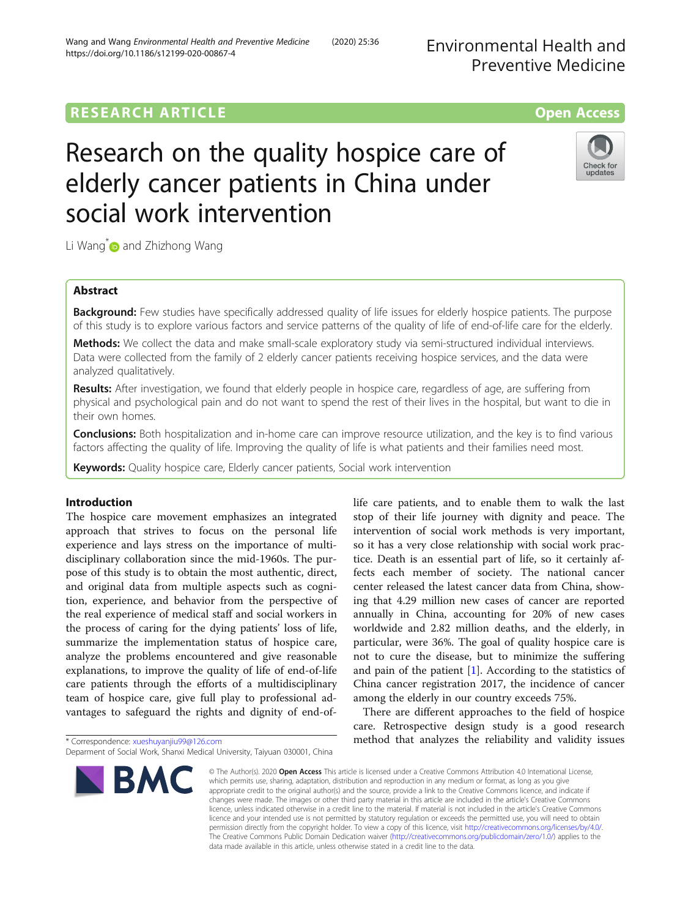RESEARCH ARTICLE

Open Access

# Research on the quality hospice care of elderly cancer patients in China under social work intervention

Li Wang* and Zhizhong Wang

## Abstract

**Background:** Few studies have specifically addressed quality of life issues for elderly hospice patients. The purpose of this study is to explore various factors and service patterns of the quality of life of end-of-life care for the elderly.

**Methods:** We collect the data and make small-scale exploratory study via semi-structured individual interviews. Data were collected from the family of 2 elderly cancer patients receiving hospice services, and the data were analyzed qualitatively.

**Results:** After investigation, we found that elderly people in hospice care, regardless of age, are suffering from physical and psychological pain and do not want to spend the rest of their lives in the hospital, but want to die in their own homes.

**Conclusions:** Both hospitalization and in-home care can improve resource utilization, and the key is to find various factors affecting the quality of life. Improving the quality of life is what patients and their families need most.

**Keywords:** Quality hospice care, Elderly cancer patients, Social work intervention

## Introduction

The hospice care movement emphasizes an integrated approach that strives to focus on the personal life experience and lays stress on the importance of multidisciplinary collaboration since the mid-1960s. The purpose of this study is to obtain the most authentic, direct, and original data from multiple aspects such as cognition, experience, and behavior from the perspective of the real experience of medical staff and social workers in the process of caring for the dying patients' loss of life, summarize the implementation status of hospice care, analyze the problems encountered and give reasonable explanations, to improve the quality of life of end-of-life care patients through the efforts of a multidisciplinary team of hospice care, give full play to professional advantages to safeguard the rights and dignity of end-of-life care patients, and to enable them to walk the last stop of their life journey with dignity and peace. The intervention of social work methods is very important, so it has a very close relationship with social work practice. Death is an essential part of life, so it certainly affects each member of society. The national cancer center released the latest cancer data from China, showing that 4.29 million new cases of cancer are reported annually in China, accounting for 20% of new cases worldwide and 2.82 million deaths, and the elderly, in particular, were 36%. The goal of quality hospice care is not to cure the disease, but to minimize the suffering and pain of the patient [1]. According to the statistics of China cancer registration 2017, the incidence of cancer among the elderly in our country exceeds 75%.

There are different approaches to the field of hospice care. Retrospective design study is a good research method that analyzes the reliability and validity issues

* Correspondence: xueshuyanjiu99@126.com
Deparment of Social Work, Shanxi Medical University, Taiyuan 030001, China

© The Author(s). 2020 **Open Access** This article is licensed under a Creative Commons Attribution 4.0 International License, which permits use, sharing, adaptation, distribution and reproduction in any medium or format, as long as you give appropriate credit to the original author(s) and the source, provide a link to the Creative Commons licence, and indicate if changes were made. The images or other third party material in this article are included in the article's Creative Commons licence, unless indicated otherwise in a credit line to the material. If material is not included in the article's Creative Commons licence and your intended use is not permitted by statutory regulation or exceeds the permitted use, you will need to obtain permission directly from the copyright holder. To view a copy of this licence, visit http://creativecommons.org/licenses/by/4.0/. The Creative Commons Public Domain Dedication waiver (http://creativecommons.org/publicdomain/zero/1.0/) applies to the data made available in this article, unless otherwise stated in a credit line to the data.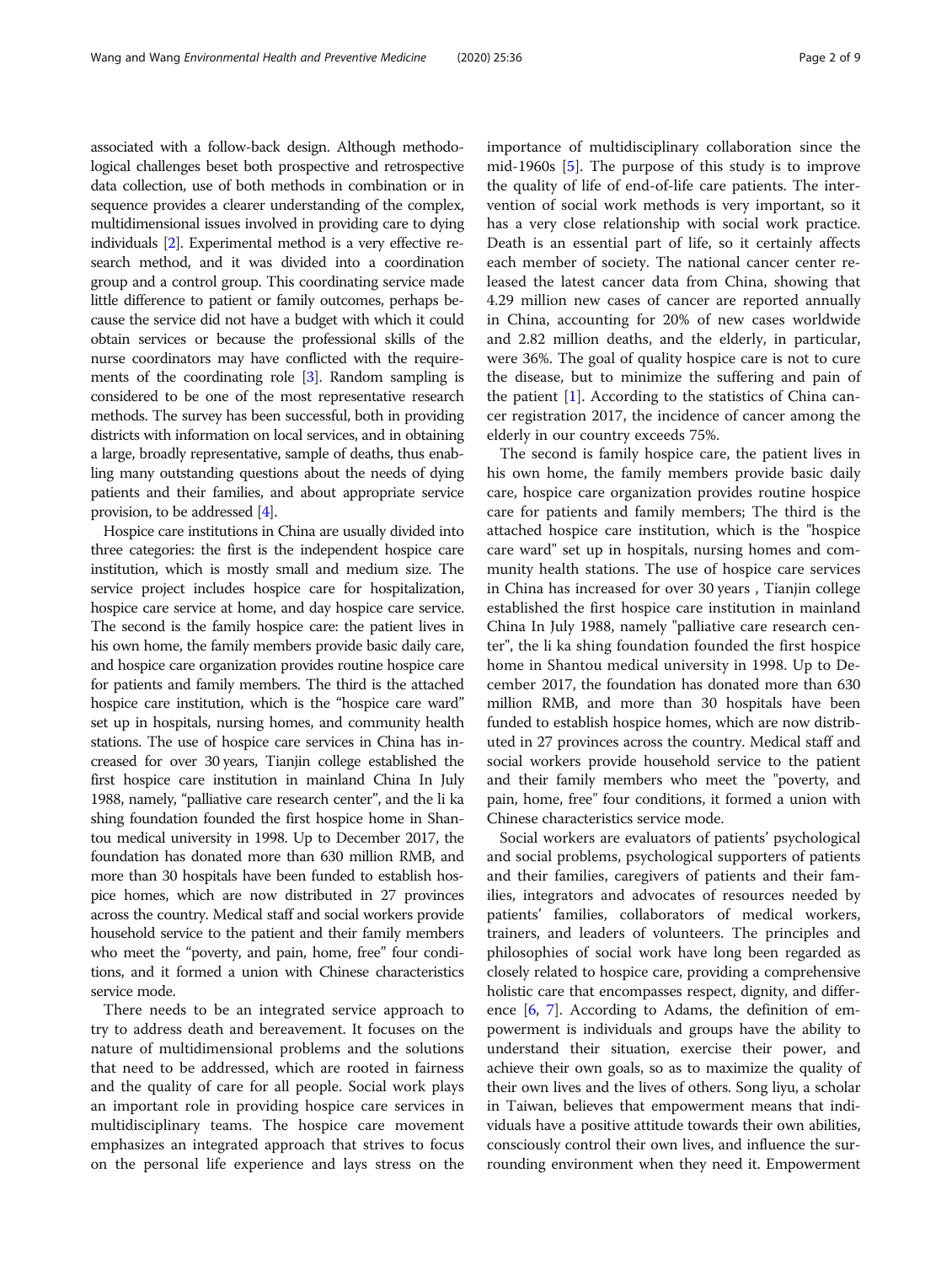associated with a follow-back design. Although methodological challenges beset both prospective and retrospective data collection, use of both methods in combination or in sequence provides a clearer understanding of the complex, multidimensional issues involved in providing care to dying individuals [2]. Experimental method is a very effective research method, and it was divided into a coordination group and a control group. This coordinating service made little difference to patient or family outcomes, perhaps because the service did not have a budget with which it could obtain services or because the professional skills of the nurse coordinators may have conflicted with the requirements of the coordinating role [3]. Random sampling is considered to be one of the most representative research methods. The survey has been successful, both in providing districts with information on local services, and in obtaining a large, broadly representative, sample of deaths, thus enabling many outstanding questions about the needs of dying patients and their families, and about appropriate service provision, to be addressed [4].

Hospice care institutions in China are usually divided into three categories: the first is the independent hospice care institution, which is mostly small and medium size. The service project includes hospice care for hospitalization, hospice care service at home, and day hospice care service. The second is the family hospice care: the patient lives in his own home, the family members provide basic daily care, and hospice care organization provides routine hospice care for patients and family members. The third is the attached hospice care institution, which is the "hospice care ward" set up in hospitals, nursing homes, and community health stations. The use of hospice care services in China has increased for over 30 years, Tianjin college established the first hospice care institution in mainland China In July 1988, namely, "palliative care research center", and the li ka shing foundation founded the first hospice home in Shantou medical university in 1998. Up to December 2017, the foundation has donated more than 630 million RMB, and more than 30 hospitals have been funded to establish hospice homes, which are now distributed in 27 provinces across the country. Medical staff and social workers provide household service to the patient and their family members who meet the "poverty, and pain, home, free" four conditions, and it formed a union with Chinese characteristics service mode.

There needs to be an integrated service approach to try to address death and bereavement. It focuses on the nature of multidimensional problems and the solutions that need to be addressed, which are rooted in fairness and the quality of care for all people. Social work plays an important role in providing hospice care services in multidisciplinary teams. The hospice care movement emphasizes an integrated approach that strives to focus on the personal life experience and lays stress on the importance of multidisciplinary collaboration since the mid-1960s [5]. The purpose of this study is to improve the quality of life of end-of-life care patients. The intervention of social work methods is very important, so it has a very close relationship with social work practice. Death is an essential part of life, so it certainly affects each member of society. The national cancer center released the latest cancer data from China, showing that 4.29 million new cases of cancer are reported annually in China, accounting for 20% of new cases worldwide and 2.82 million deaths, and the elderly, in particular, were 36%. The goal of quality hospice care is not to cure the disease, but to minimize the suffering and pain of the patient [1]. According to the statistics of China cancer registration 2017, the incidence of cancer among the elderly in our country exceeds 75%.

The second is family hospice care, the patient lives in his own home, the family members provide basic daily care, hospice care organization provides routine hospice care for patients and family members; The third is the attached hospice care institution, which is the "hospice care ward" set up in hospitals, nursing homes and community health stations. The use of hospice care services in China has increased for over 30 years , Tianjin college established the first hospice care institution in mainland China In July 1988, namely "palliative care research center", the li ka shing foundation founded the first hospice home in Shantou medical university in 1998. Up to December 2017, the foundation has donated more than 630 million RMB, and more than 30 hospitals have been funded to establish hospice homes, which are now distributed in 27 provinces across the country. Medical staff and social workers provide household service to the patient and their family members who meet the "poverty, and pain, home, free" four conditions, it formed a union with Chinese characteristics service mode.

Social workers are evaluators of patients' psychological and social problems, psychological supporters of patients and their families, caregivers of patients and their families, integrators and advocates of resources needed by patients' families, collaborators of medical workers, trainers, and leaders of volunteers. The principles and philosophies of social work have long been regarded as closely related to hospice care, providing a comprehensive holistic care that encompasses respect, dignity, and difference [6, 7]. According to Adams, the definition of empowerment is individuals and groups have the ability to understand their situation, exercise their power, and achieve their own goals, so as to maximize the quality of their own lives and the lives of others. Song liyu, a scholar in Taiwan, believes that empowerment means that individuals have a positive attitude towards their own abilities, consciously control their own lives, and influence the surrounding environment when they need it. Empowerment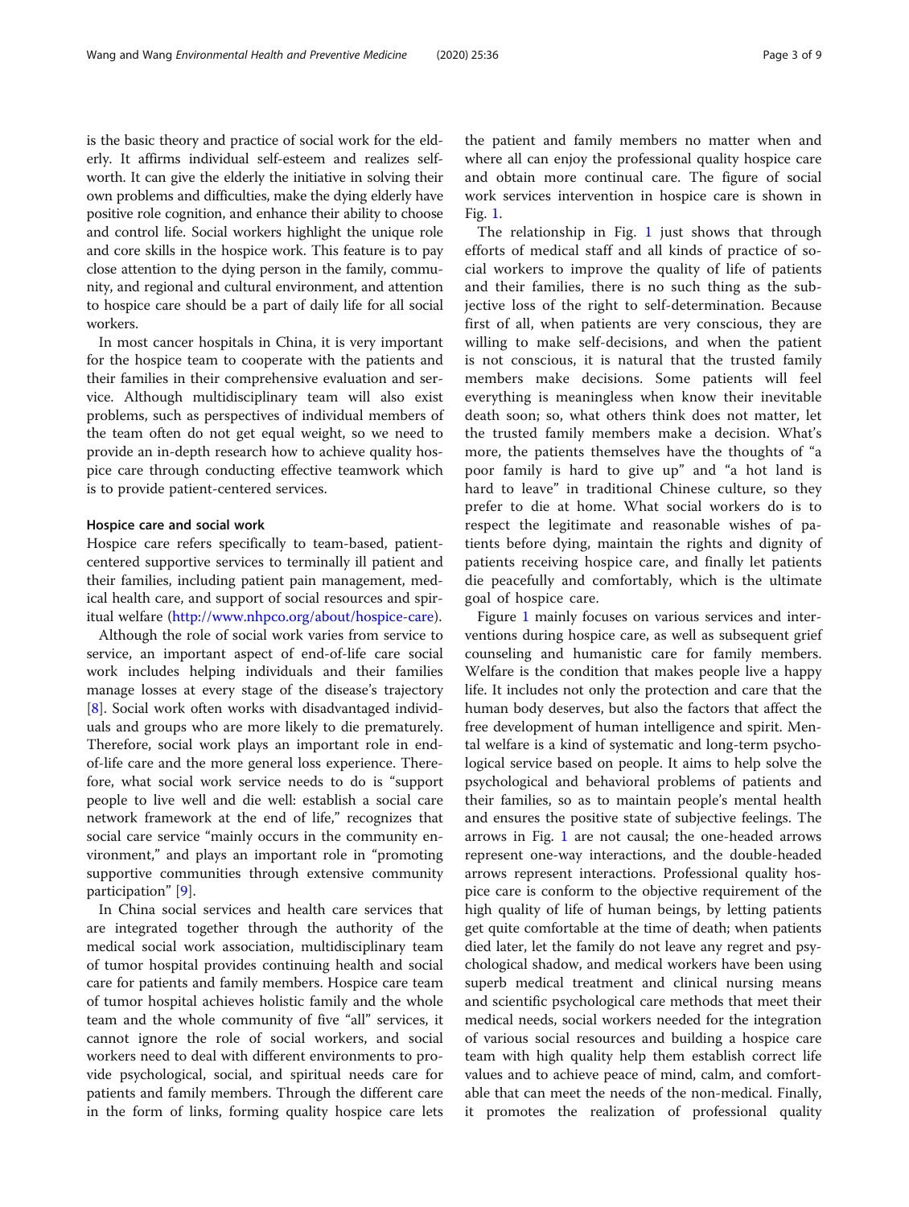is the basic theory and practice of social work for the elderly. It affirms individual self-esteem and realizes self-worth. It can give the elderly the initiative in solving their own problems and difficulties, make the dying elderly have positive role cognition, and enhance their ability to choose and control life. Social workers highlight the unique role and core skills in the hospice work. This feature is to pay close attention to the dying person in the family, community, and regional and cultural environment, and attention to hospice care should be a part of daily life for all social workers.

In most cancer hospitals in China, it is very important for the hospice team to cooperate with the patients and their families in their comprehensive evaluation and service. Although multidisciplinary team will also exist problems, such as perspectives of individual members of the team often do not get equal weight, so we need to provide an in-depth research how to achieve quality hospice care through conducting effective teamwork which is to provide patient-centered services.

### Hospice care and social work

Hospice care refers specifically to team-based, patient-centered supportive services to terminally ill patient and their families, including patient pain management, medical health care, and support of social resources and spiritual welfare (http://www.nhpco.org/about/hospice-care).

Although the role of social work varies from service to service, an important aspect of end-of-life care social work includes helping individuals and their families manage losses at every stage of the disease's trajectory [8]. Social work often works with disadvantaged individuals and groups who are more likely to die prematurely. Therefore, social work plays an important role in end-of-life care and the more general loss experience. Therefore, what social work service needs to do is "support people to live well and die well: establish a social care network framework at the end of life," recognizes that social care service "mainly occurs in the community environment," and plays an important role in "promoting supportive communities through extensive community participation" [9].

In China social services and health care services that are integrated together through the authority of the medical social work association, multidisciplinary team of tumor hospital provides continuing health and social care for patients and family members. Hospice care team of tumor hospital achieves holistic family and the whole team and the whole community of five "all" services, it cannot ignore the role of social workers, and social workers need to deal with different environments to provide psychological, social, and spiritual needs care for patients and family members. Through the different care in the form of links, forming quality hospice care lets the patient and family members no matter when and where all can enjoy the professional quality hospice care and obtain more continual care. The figure of social work services intervention in hospice care is shown in Fig. 1.

The relationship in Fig. 1 just shows that through efforts of medical staff and all kinds of practice of social workers to improve the quality of life of patients and their families, there is no such thing as the subjective loss of the right to self-determination. Because first of all, when patients are very conscious, they are willing to make self-decisions, and when the patient is not conscious, it is natural that the trusted family members make decisions. Some patients will feel everything is meaningless when know their inevitable death soon; so, what others think does not matter, let the trusted family members make a decision. What's more, the patients themselves have the thoughts of "a poor family is hard to give up" and "a hot land is hard to leave" in traditional Chinese culture, so they prefer to die at home. What social workers do is to respect the legitimate and reasonable wishes of patients before dying, maintain the rights and dignity of patients receiving hospice care, and finally let patients die peacefully and comfortably, which is the ultimate goal of hospice care.

Figure 1 mainly focuses on various services and interventions during hospice care, as well as subsequent grief counseling and humanistic care for family members. Welfare is the condition that makes people live a happy life. It includes not only the protection and care that the human body deserves, but also the factors that affect the free development of human intelligence and spirit. Mental welfare is a kind of systematic and long-term psychological service based on people. It aims to help solve the psychological and behavioral problems of patients and their families, so as to maintain people's mental health and ensures the positive state of subjective feelings. The arrows in Fig. 1 are not causal; the one-headed arrows represent one-way interactions, and the double-headed arrows represent interactions. Professional quality hospice care is conform to the objective requirement of the high quality of life of human beings, by letting patients get quite comfortable at the time of death; when patients died later, let the family do not leave any regret and psychological shadow, and medical workers have been using superb medical treatment and clinical nursing means and scientific psychological care methods that meet their medical needs, social workers needed for the integration of various social resources and building a hospice care team with high quality help them establish correct life values and to achieve peace of mind, calm, and comfortable that can meet the needs of the non-medical. Finally, it promotes the realization of professional quality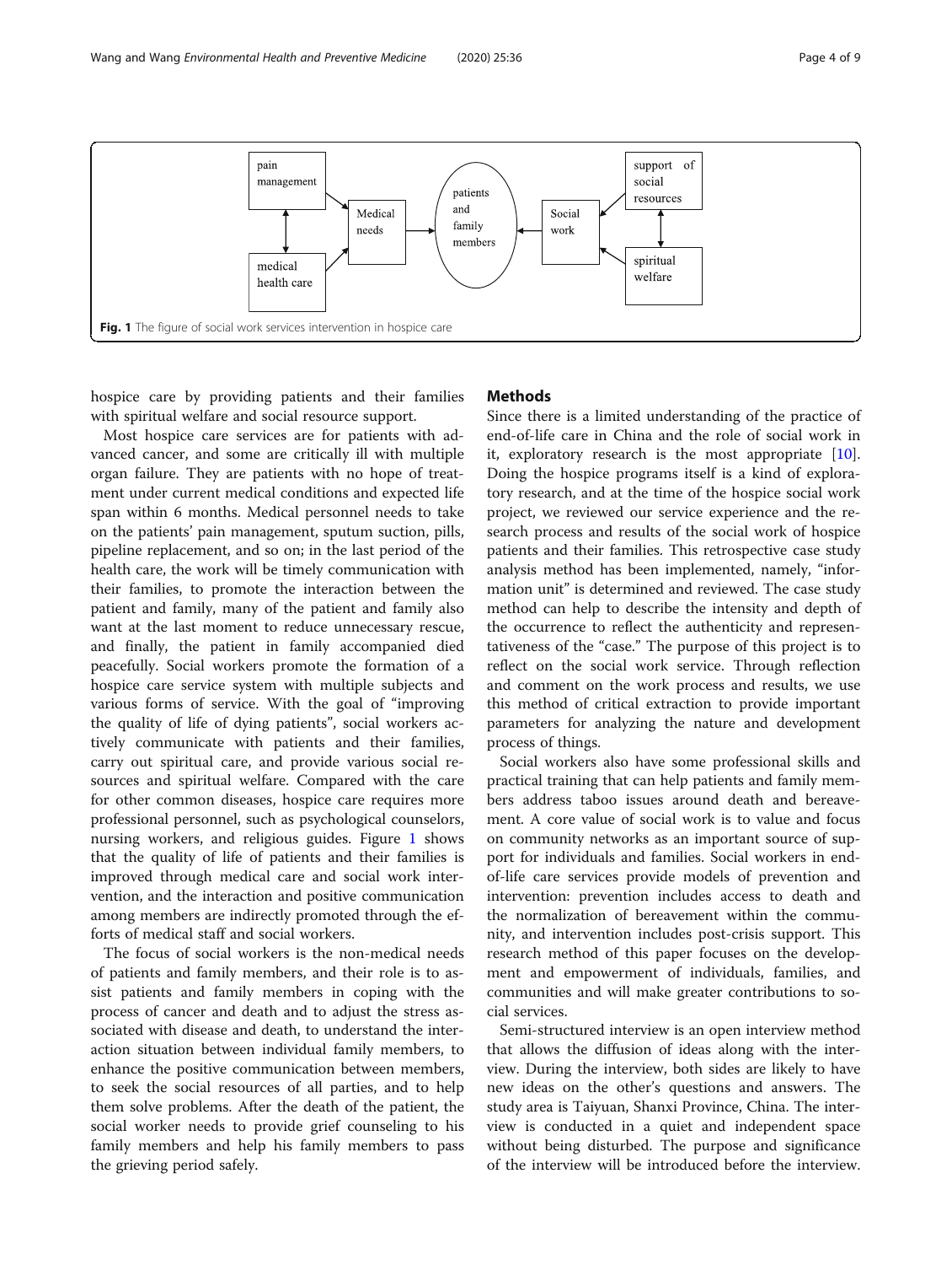pain management

medical health care

Medical needs

patients and family members

Social work

support of social resources

spiritual welfare

**Fig. 1** The figure of social work services intervention in hospice care

hospice care by providing patients and their families with spiritual welfare and social resource support.

Most hospice care services are for patients with advanced cancer, and some are critically ill with multiple organ failure. They are patients with no hope of treatment under current medical conditions and expected life span within 6 months. Medical personnel needs to take on the patients' pain management, sputum suction, pills, pipeline replacement, and so on; in the last period of the health care, the work will be timely communication with their families, to promote the interaction between the patient and family, many of the patient and family also want at the last moment to reduce unnecessary rescue, and finally, the patient in family accompanied died peacefully. Social workers promote the formation of a hospice care service system with multiple subjects and various forms of service. With the goal of "improving the quality of life of dying patients", social workers actively communicate with patients and their families, carry out spiritual care, and provide various social resources and spiritual welfare. Compared with the care for other common diseases, hospice care requires more professional personnel, such as psychological counselors, nursing workers, and religious guides. Figure 1 shows that the quality of life of patients and their families is improved through medical care and social work intervention, and the interaction and positive communication among members are indirectly promoted through the efforts of medical staff and social workers.

The focus of social workers is the non-medical needs of patients and family members, and their role is to assist patients and family members in coping with the process of cancer and death and to adjust the stress associated with disease and death, to understand the interaction situation between individual family members, to enhance the positive communication between members, to seek the social resources of all parties, and to help them solve problems. After the death of the patient, the social worker needs to provide grief counseling to his family members and help his family members to pass the grieving period safely.

## Methods

Since there is a limited understanding of the practice of end-of-life care in China and the role of social work in it, exploratory research is the most appropriate [10]. Doing the hospice programs itself is a kind of exploratory research, and at the time of the hospice social work project, we reviewed our service experience and the research process and results of the social work of hospice patients and their families. This retrospective case study analysis method has been implemented, namely, "information unit" is determined and reviewed. The case study method can help to describe the intensity and depth of the occurrence to reflect the authenticity and representativeness of the "case." The purpose of this project is to reflect on the social work service. Through reflection and comment on the work process and results, we use this method of critical extraction to provide important parameters for analyzing the nature and development process of things.

Social workers also have some professional skills and practical training that can help patients and family members address taboo issues around death and bereavement. A core value of social work is to value and focus on community networks as an important source of support for individuals and families. Social workers in end-of-life care services provide models of prevention and intervention: prevention includes access to death and the normalization of bereavement within the community, and intervention includes post-crisis support. This research method of this paper focuses on the development and empowerment of individuals, families, and communities and will make greater contributions to social services.

Semi-structured interview is an open interview method that allows the diffusion of ideas along with the interview. During the interview, both sides are likely to have new ideas on the other's questions and answers. The study area is Taiyuan, Shanxi Province, China. The interview is conducted in a quiet and independent space without being disturbed. The purpose and significance of the interview will be introduced before the interview.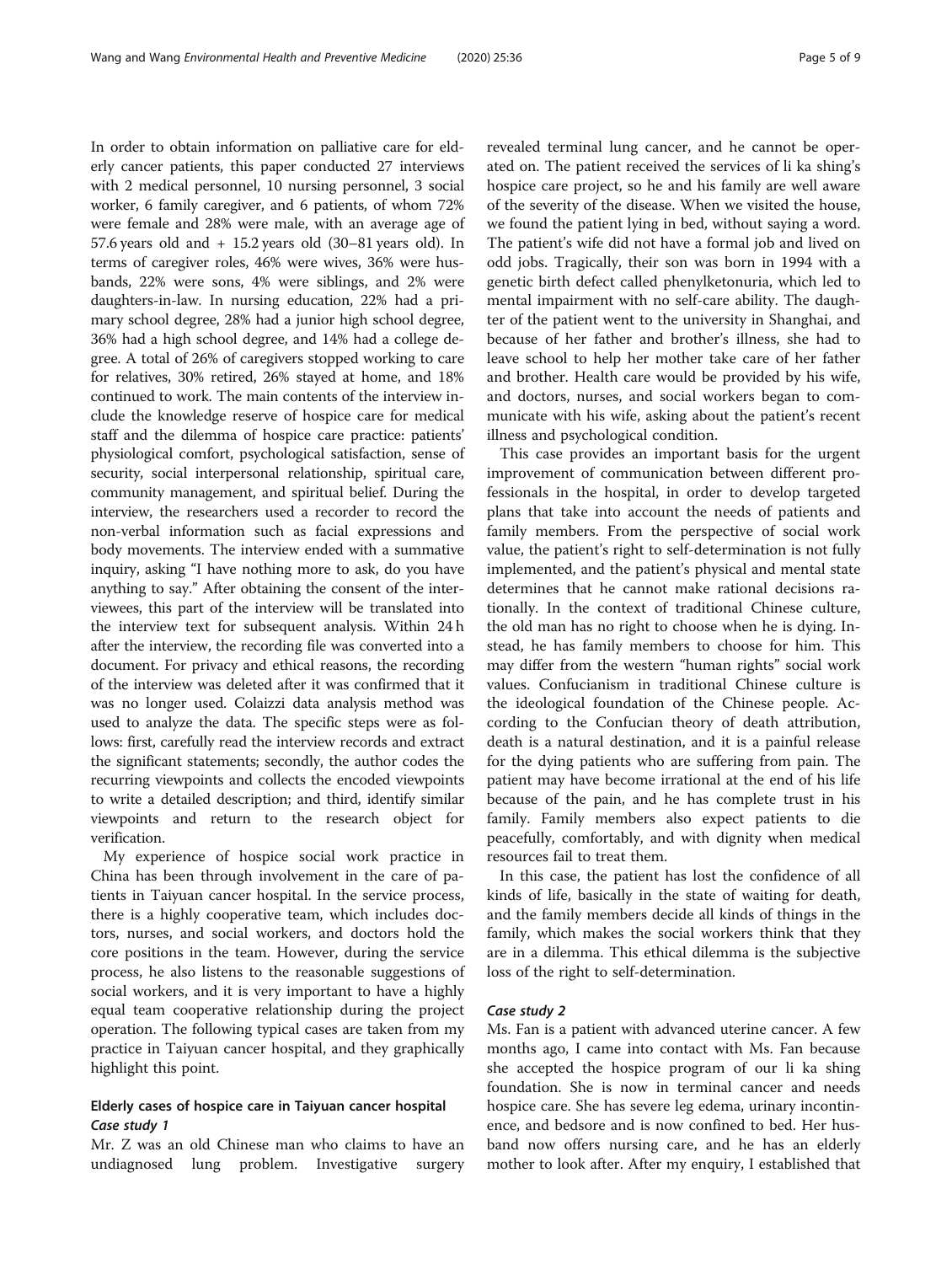In order to obtain information on palliative care for elderly cancer patients, this paper conducted 27 interviews with 2 medical personnel, 10 nursing personnel, 3 social worker, 6 family caregiver, and 6 patients, of whom 72% were female and 28% were male, with an average age of 57.6 years old and + 15.2 years old (30–81 years old). In terms of caregiver roles, 46% were wives, 36% were husbands, 22% were sons, 4% were siblings, and 2% were daughters-in-law. In nursing education, 22% had a primary school degree, 28% had a junior high school degree, 36% had a high school degree, and 14% had a college degree. A total of 26% of caregivers stopped working to care for relatives, 30% retired, 26% stayed at home, and 18% continued to work. The main contents of the interview include the knowledge reserve of hospice care for medical staff and the dilemma of hospice care practice: patients' physiological comfort, psychological satisfaction, sense of security, social interpersonal relationship, spiritual care, community management, and spiritual belief. During the interview, the researchers used a recorder to record the non-verbal information such as facial expressions and body movements. The interview ended with a summative inquiry, asking "I have nothing more to ask, do you have anything to say." After obtaining the consent of the interviewees, this part of the interview will be translated into the interview text for subsequent analysis. Within 24 h after the interview, the recording file was converted into a document. For privacy and ethical reasons, the recording of the interview was deleted after it was confirmed that it was no longer used. Colaizzi data analysis method was used to analyze the data. The specific steps were as follows: first, carefully read the interview records and extract the significant statements; secondly, the author codes the recurring viewpoints and collects the encoded viewpoints to write a detailed description; and third, identify similar viewpoints and return to the research object for verification.

My experience of hospice social work practice in China has been through involvement in the care of patients in Taiyuan cancer hospital. In the service process, there is a highly cooperative team, which includes doctors, nurses, and social workers, and doctors hold the core positions in the team. However, during the service process, he also listens to the reasonable suggestions of social workers, and it is very important to have a highly equal team cooperative relationship during the project operation. The following typical cases are taken from my practice in Taiyuan cancer hospital, and they graphically highlight this point.

## Elderly cases of hospice care in Taiyuan cancer hospital

### *Case study 1*

Mr. Z was an old Chinese man who claims to have an undiagnosed lung problem. Investigative surgery revealed terminal lung cancer, and he cannot be operated on. The patient received the services of li ka shing's hospice care project, so he and his family are well aware of the severity of the disease. When we visited the house, we found the patient lying in bed, without saying a word. The patient's wife did not have a formal job and lived on odd jobs. Tragically, their son was born in 1994 with a genetic birth defect called phenylketonuria, which led to mental impairment with no self-care ability. The daughter of the patient went to the university in Shanghai, and because of her father and brother's illness, she had to leave school to help her mother take care of her father and brother. Health care would be provided by his wife, and doctors, nurses, and social workers began to communicate with his wife, asking about the patient's recent illness and psychological condition.

This case provides an important basis for the urgent improvement of communication between different professionals in the hospital, in order to develop targeted plans that take into account the needs of patients and family members. From the perspective of social work value, the patient's right to self-determination is not fully implemented, and the patient's physical and mental state determines that he cannot make rational decisions rationally. In the context of traditional Chinese culture, the old man has no right to choose when he is dying. Instead, he has family members to choose for him. This may differ from the western "human rights" social work values. Confucianism in traditional Chinese culture is the ideological foundation of the Chinese people. According to the Confucian theory of death attribution, death is a natural destination, and it is a painful release for the dying patients who are suffering from pain. The patient may have become irrational at the end of his life because of the pain, and he has complete trust in his family. Family members also expect patients to die peacefully, comfortably, and with dignity when medical resources fail to treat them.

In this case, the patient has lost the confidence of all kinds of life, basically in the state of waiting for death, and the family members decide all kinds of things in the family, which makes the social workers think that they are in a dilemma. This ethical dilemma is the subjective loss of the right to self-determination.

### *Case study 2*

Ms. Fan is a patient with advanced uterine cancer. A few months ago, I came into contact with Ms. Fan because she accepted the hospice program of our li ka shing foundation. She is now in terminal cancer and needs hospice care. She has severe leg edema, urinary incontinence, and bedsore and is now confined to bed. Her husband now offers nursing care, and he has an elderly mother to look after. After my enquiry, I established that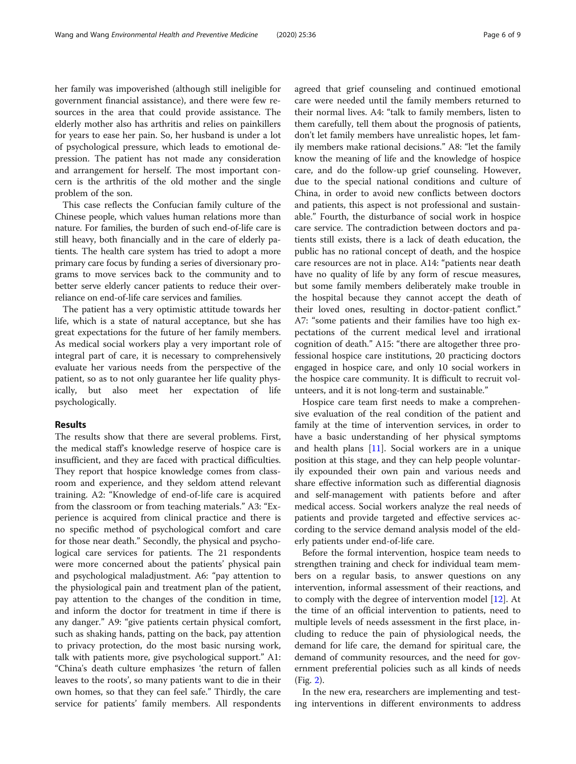her family was impoverished (although still ineligible for government financial assistance), and there were few resources in the area that could provide assistance. The elderly mother also has arthritis and relies on painkillers for years to ease her pain. So, her husband is under a lot of psychological pressure, which leads to emotional depression. The patient has not made any consideration and arrangement for herself. The most important concern is the arthritis of the old mother and the single problem of the son.

This case reflects the Confucian family culture of the Chinese people, which values human relations more than nature. For families, the burden of such end-of-life care is still heavy, both financially and in the care of elderly patients. The health care system has tried to adopt a more primary care focus by funding a series of diversionary programs to move services back to the community and to better serve elderly cancer patients to reduce their overreliance on end-of-life care services and families.

The patient has a very optimistic attitude towards her life, which is a state of natural acceptance, but she has great expectations for the future of her family members. As medical social workers play a very important role of integral part of care, it is necessary to comprehensively evaluate her various needs from the perspective of the patient, so as to not only guarantee her life quality physically, but also meet her expectation of life psychologically.

## Results

The results show that there are several problems. First, the medical staff's knowledge reserve of hospice care is insufficient, and they are faced with practical difficulties. They report that hospice knowledge comes from classroom and experience, and they seldom attend relevant training. A2: "Knowledge of end-of-life care is acquired from the classroom or from teaching materials." A3: "Experience is acquired from clinical practice and there is no specific method of psychological comfort and care for those near death." Secondly, the physical and psychological care services for patients. The 21 respondents were more concerned about the patients' physical pain and psychological maladjustment. A6: "pay attention to the physiological pain and treatment plan of the patient, pay attention to the changes of the condition in time, and inform the doctor for treatment in time if there is any danger." A9: "give patients certain physical comfort, such as shaking hands, patting on the back, pay attention to privacy protection, do the most basic nursing work, talk with patients more, give psychological support." A1: "China's death culture emphasizes 'the return of fallen leaves to the roots', so many patients want to die in their own homes, so that they can feel safe." Thirdly, the care service for patients' family members. All respondents agreed that grief counseling and continued emotional care were needed until the family members returned to their normal lives. A4: "talk to family members, listen to them carefully, tell them about the prognosis of patients, don't let family members have unrealistic hopes, let family members make rational decisions." A8: "let the family know the meaning of life and the knowledge of hospice care, and do the follow-up grief counseling. However, due to the special national conditions and culture of China, in order to avoid new conflicts between doctors and patients, this aspect is not professional and sustainable." Fourth, the disturbance of social work in hospice care service. The contradiction between doctors and patients still exists, there is a lack of death education, the public has no rational concept of death, and the hospice care resources are not in place. A14: "patients near death have no quality of life by any form of rescue measures, but some family members deliberately make trouble in the hospital because they cannot accept the death of their loved ones, resulting in doctor-patient conflict." A7: "some patients and their families have too high expectations of the current medical level and irrational cognition of death." A15: "there are altogether three professional hospice care institutions, 20 practicing doctors engaged in hospice care, and only 10 social workers in the hospice care community. It is difficult to recruit volunteers, and it is not long-term and sustainable."

Hospice care team first needs to make a comprehensive evaluation of the real condition of the patient and family at the time of intervention services, in order to have a basic understanding of her physical symptoms and health plans [11]. Social workers are in a unique position at this stage, and they can help people voluntarily expounded their own pain and various needs and share effective information such as differential diagnosis and self-management with patients before and after medical access. Social workers analyze the real needs of patients and provide targeted and effective services according to the service demand analysis model of the elderly patients under end-of-life care.

Before the formal intervention, hospice team needs to strengthen training and check for individual team members on a regular basis, to answer questions on any intervention, informal assessment of their reactions, and to comply with the degree of intervention model [12]. At the time of an official intervention to patients, need to multiple levels of needs assessment in the first place, including to reduce the pain of physiological needs, the demand for life care, the demand for spiritual care, the demand of community resources, and the need for government preferential policies such as all kinds of needs (Fig. 2).

In the new era, researchers are implementing and testing interventions in different environments to address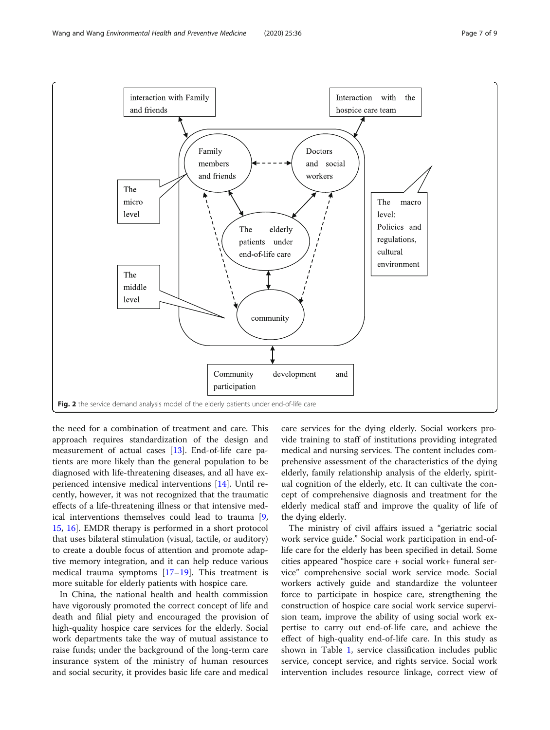interaction with Family and friends

Interaction with the hospice care team

Family members and friends

Doctors and social workers

The micro level

The macro level: Policies and regulations, cultural environment

The elderly patients under end-of-life care

The middle level

community

Community development and participation

**Fig. 2** the service demand analysis model of the elderly patients under end-of-life care

the need for a combination of treatment and care. This approach requires standardization of the design and measurement of actual cases [13]. End-of-life care patients are more likely than the general population to be diagnosed with life-threatening diseases, and all have experienced intensive medical interventions [14]. Until recently, however, it was not recognized that the traumatic effects of a life-threatening illness or that intensive medical interventions themselves could lead to trauma [9, 15, 16]. EMDR therapy is performed in a short protocol that uses bilateral stimulation (visual, tactile, or auditory) to create a double focus of attention and promote adaptive memory integration, and it can help reduce various medical trauma symptoms [17–19]. This treatment is more suitable for elderly patients with hospice care.

In China, the national health and health commission have vigorously promoted the correct concept of life and death and filial piety and encouraged the provision of high-quality hospice care services for the elderly. Social work departments take the way of mutual assistance to raise funds; under the background of the long-term care insurance system of the ministry of human resources and social security, it provides basic life care and medical care services for the dying elderly. Social workers provide training to staff of institutions providing integrated medical and nursing services. The content includes comprehensive assessment of the characteristics of the dying elderly, family relationship analysis of the elderly, spiritual cognition of the elderly, etc. It can cultivate the concept of comprehensive diagnosis and treatment for the elderly medical staff and improve the quality of life of the dying elderly.

The ministry of civil affairs issued a “geriatric social work service guide.” Social work participation in end-of-life care for the elderly has been specified in detail. Some cities appeared “hospice care + social work+ funeral service” comprehensive social work service mode. Social workers actively guide and standardize the volunteer force to participate in hospice care, strengthening the construction of hospice care social work service supervision team, improve the ability of using social work expertise to carry out end-of-life care, and achieve the effect of high-quality end-of-life care. In this study as shown in Table 1, service classification includes public service, concept service, and rights service. Social work intervention includes resource linkage, correct view of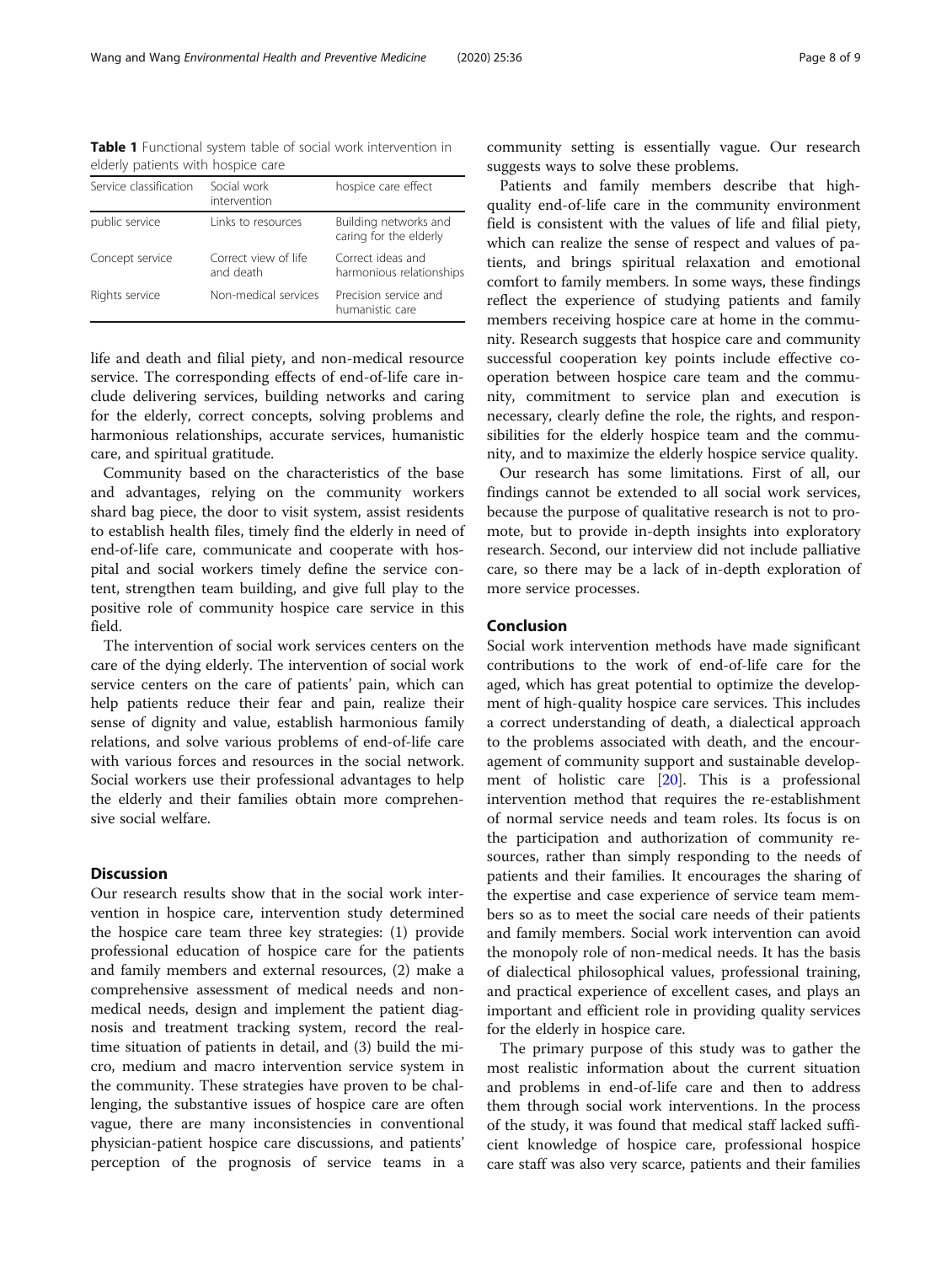**Table 1** Functional system table of social work intervention in elderly patients with hospice care

| Service classification | Social work intervention | hospice care effect |
|---|---|---|
| public service | Links to resources | Building networks and caring for the elderly |
| Concept service | Correct view of life and death | Correct ideas and harmonious relationships |
| Rights service | Non-medical services | Precision service and humanistic care |

life and death and filial piety, and non-medical resource service. The corresponding effects of end-of-life care include delivering services, building networks and caring for the elderly, correct concepts, solving problems and harmonious relationships, accurate services, humanistic care, and spiritual gratitude.

Community based on the characteristics of the base and advantages, relying on the community workers shard bag piece, the door to visit system, assist residents to establish health files, timely find the elderly in need of end-of-life care, communicate and cooperate with hospital and social workers timely define the service content, strengthen team building, and give full play to the positive role of community hospice care service in this field.

The intervention of social work services centers on the care of the dying elderly. The intervention of social work service centers on the care of patients' pain, which can help patients reduce their fear and pain, realize their sense of dignity and value, establish harmonious family relations, and solve various problems of end-of-life care with various forces and resources in the social network. Social workers use their professional advantages to help the elderly and their families obtain more comprehensive social welfare.

## Discussion

Our research results show that in the social work intervention in hospice care, intervention study determined the hospice care team three key strategies: (1) provide professional education of hospice care for the patients and family members and external resources, (2) make a comprehensive assessment of medical needs and non-medical needs, design and implement the patient diagnosis and treatment tracking system, record the real-time situation of patients in detail, and (3) build the micro, medium and macro intervention service system in the community. These strategies have proven to be challenging, the substantive issues of hospice care are often vague, there are many inconsistencies in conventional physician-patient hospice care discussions, and patients' perception of the prognosis of service teams in a community setting is essentially vague. Our research suggests ways to solve these problems.

Patients and family members describe that high-quality end-of-life care in the community environment field is consistent with the values of life and filial piety, which can realize the sense of respect and values of patients, and brings spiritual relaxation and emotional comfort to family members. In some ways, these findings reflect the experience of studying patients and family members receiving hospice care at home in the community. Research suggests that hospice care and community successful cooperation key points include effective cooperation between hospice care team and the community, commitment to service plan and execution is necessary, clearly define the role, the rights, and responsibilities for the elderly hospice team and the community, and to maximize the elderly hospice service quality.

Our research has some limitations. First of all, our findings cannot be extended to all social work services, because the purpose of qualitative research is not to promote, but to provide in-depth insights into exploratory research. Second, our interview did not include palliative care, so there may be a lack of in-depth exploration of more service processes.

## Conclusion

Social work intervention methods have made significant contributions to the work of end-of-life care for the aged, which has great potential to optimize the development of high-quality hospice care services. This includes a correct understanding of death, a dialectical approach to the problems associated with death, and the encouragement of community support and sustainable development of holistic care [20]. This is a professional intervention method that requires the re-establishment of normal service needs and team roles. Its focus is on the participation and authorization of community resources, rather than simply responding to the needs of patients and their families. It encourages the sharing of the expertise and case experience of service team members so as to meet the social care needs of their patients and family members. Social work intervention can avoid the monopoly role of non-medical needs. It has the basis of dialectical philosophical values, professional training, and practical experience of excellent cases, and plays an important and efficient role in providing quality services for the elderly in hospice care.

The primary purpose of this study was to gather the most realistic information about the current situation and problems in end-of-life care and then to address them through social work interventions. In the process of the study, it was found that medical staff lacked sufficient knowledge of hospice care, professional hospice care staff was also very scarce, patients and their families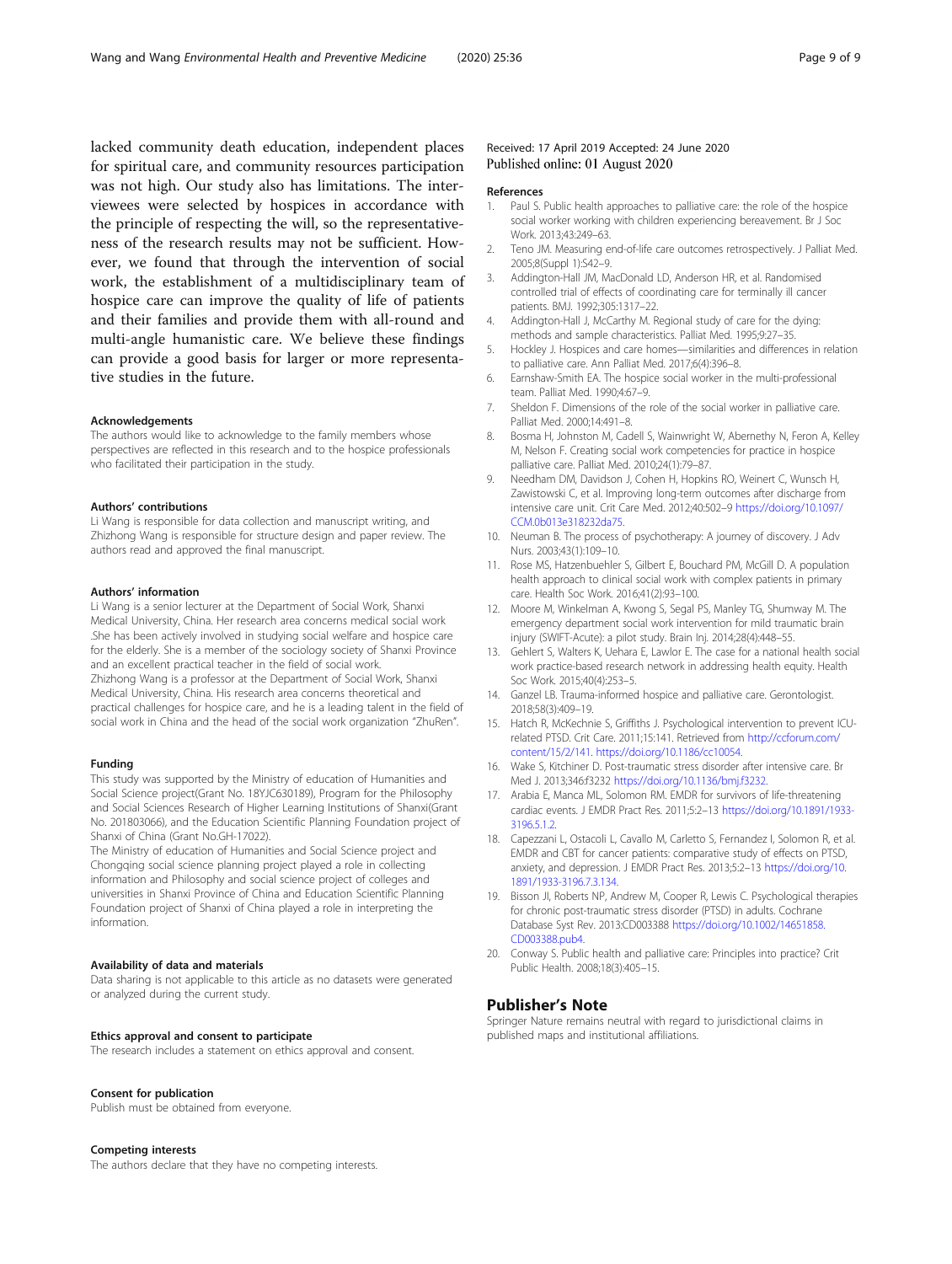lacked community death education, independent places for spiritual care, and community resources participation was not high. Our study also has limitations. The interviewees were selected by hospices in accordance with the principle of respecting the will, so the representativeness of the research results may not be sufficient. However, we found that through the intervention of social work, the establishment of a multidisciplinary team of hospice care can improve the quality of life of patients and their families and provide them with all-round and multi-angle humanistic care. We believe these findings can provide a good basis for larger or more representative studies in the future.

#### Acknowledgements

The authors would like to acknowledge to the family members whose perspectives are reflected in this research and to the hospice professionals who facilitated their participation in the study.

#### Authors' contributions

Li Wang is responsible for data collection and manuscript writing, and Zhizhong Wang is responsible for structure design and paper review. The authors read and approved the final manuscript.

#### Authors' information

Li Wang is a senior lecturer at the Department of Social Work, Shanxi Medical University, China. Her research area concerns medical social work .She has been actively involved in studying social welfare and hospice care for the elderly. She is a member of the sociology society of Shanxi Province and an excellent practical teacher in the field of social work.
Zhizhong Wang is a professor at the Department of Social Work, Shanxi Medical University, China. His research area concerns theoretical and practical challenges for hospice care, and he is a leading talent in the field of social work in China and the head of the social work organization "ZhuRen".

#### Funding

This study was supported by the Ministry of education of Humanities and Social Science project(Grant No. 18YJC630189), Program for the Philosophy and Social Sciences Research of Higher Learning Institutions of Shanxi(Grant No. 201803066), and the Education Scientific Planning Foundation project of Shanxi of China (Grant No.GH-17022).
The Ministry of education of Humanities and Social Science project and Chongqing social science planning project played a role in collecting information and Philosophy and social science project of colleges and universities in Shanxi Province of China and Education Scientific Planning Foundation project of Shanxi of China played a role in interpreting the information.

#### Availability of data and materials

Data sharing is not applicable to this article as no datasets were generated or analyzed during the current study.

#### Ethics approval and consent to participate

The research includes a statement on ethics approval and consent.

#### Consent for publication

Publish must be obtained from everyone.

#### Competing interests

The authors declare that they have no competing interests.

Received: 17 April 2019 Accepted: 24 June 2020
Published online: 01 August 2020

#### References

1. Paul S. Public health approaches to palliative care: the role of the hospice social worker working with children experiencing bereavement. Br J Soc Work. 2013;43:249–63.
2. Teno JM. Measuring end-of-life care outcomes retrospectively. J Palliat Med. 2005;8(Suppl 1):S42–9.
3. Addington-Hall JM, MacDonald LD, Anderson HR, et al. Randomised controlled trial of effects of coordinating care for terminally ill cancer patients. BMJ. 1992;305:1317–22.
4. Addington-Hall J, McCarthy M. Regional study of care for the dying: methods and sample characteristics. Palliat Med. 1995;9:27–35.
5. Hockley J. Hospices and care homes—similarities and differences in relation to palliative care. Ann Palliat Med. 2017;6(4):396–8.
6. Earnshaw-Smith EA. The hospice social worker in the multi-professional team. Palliat Med. 1990;4:67–9.
7. Sheldon F. Dimensions of the role of the social worker in palliative care. Palliat Med. 2000;14:491–8.
8. Bosma H, Johnston M, Cadell S, Wainwright W, Abernethy N, Feron A, Kelley M, Nelson F. Creating social work competencies for practice in hospice palliative care. Palliat Med. 2010;24(1):79–87.
9. Needham DM, Davidson J, Cohen H, Hopkins RO, Weinert C, Wunsch H, Zawistowski C, et al. Improving long-term outcomes after discharge from intensive care unit. Crit Care Med. 2012;40:502–9 https://doi.org/10.1097/CCM.0b013e318232da75.
10. Neuman B. The process of psychotherapy: A journey of discovery. J Adv Nurs. 2003;43(1):109–10.
11. Rose MS, Hatzenbuehler S, Gilbert E, Bouchard PM, McGill D. A population health approach to clinical social work with complex patients in primary care. Health Soc Work. 2016;41(2):93–100.
12. Moore M, Winkelman A, Kwong S, Segal PS, Manley TG, Shumway M. The emergency department social work intervention for mild traumatic brain injury (SWIFT-Acute): a pilot study. Brain Inj. 2014;28(4):448–55.
13. Gehlert S, Walters K, Uehara E, Lawlor E. The case for a national health social work practice-based research network in addressing health equity. Health Soc Work. 2015;40(4):253–5.
14. Ganzel LB. Trauma-informed hospice and palliative care. Gerontologist. 2018;58(3):409–19.
15. Hatch R, McKechnie S, Griffiths J. Psychological intervention to prevent ICU-related PTSD. Crit Care. 2011;15:141. Retrieved from http://ccforum.com/content/15/2/141. https://doi.org/10.1186/cc10054.
16. Wake S, Kitchiner D. Post-traumatic stress disorder after intensive care. Br Med J. 2013;346:f3232 https://doi.org/10.1136/bmj.f3232.
17. Arabia E, Manca ML, Solomon RM. EMDR for survivors of life-threatening cardiac events. J EMDR Pract Res. 2011;5:2–13 https://doi.org/10.1891/1933-3196.5.1.2.
18. Capezzani L, Ostacoli L, Cavallo M, Carletto S, Fernandez I, Solomon R, et al. EMDR and CBT for cancer patients: comparative study of effects on PTSD, anxiety, and depression. J EMDR Pract Res. 2013;5:2–13 https://doi.org/10.1891/1933-3196.7.3.134.
19. Bisson JI, Roberts NP, Andrew M, Cooper R, Lewis C. Psychological therapies for chronic post-traumatic stress disorder (PTSD) in adults. Cochrane Database Syst Rev. 2013:CD003388 https://doi.org/10.1002/14651858.CD003388.pub4.
20. Conway S. Public health and palliative care: Principles into practice? Crit Public Health. 2008;18(3):405–15.

## Publisher's Note

Springer Nature remains neutral with regard to jurisdictional claims in published maps and institutional affiliations.